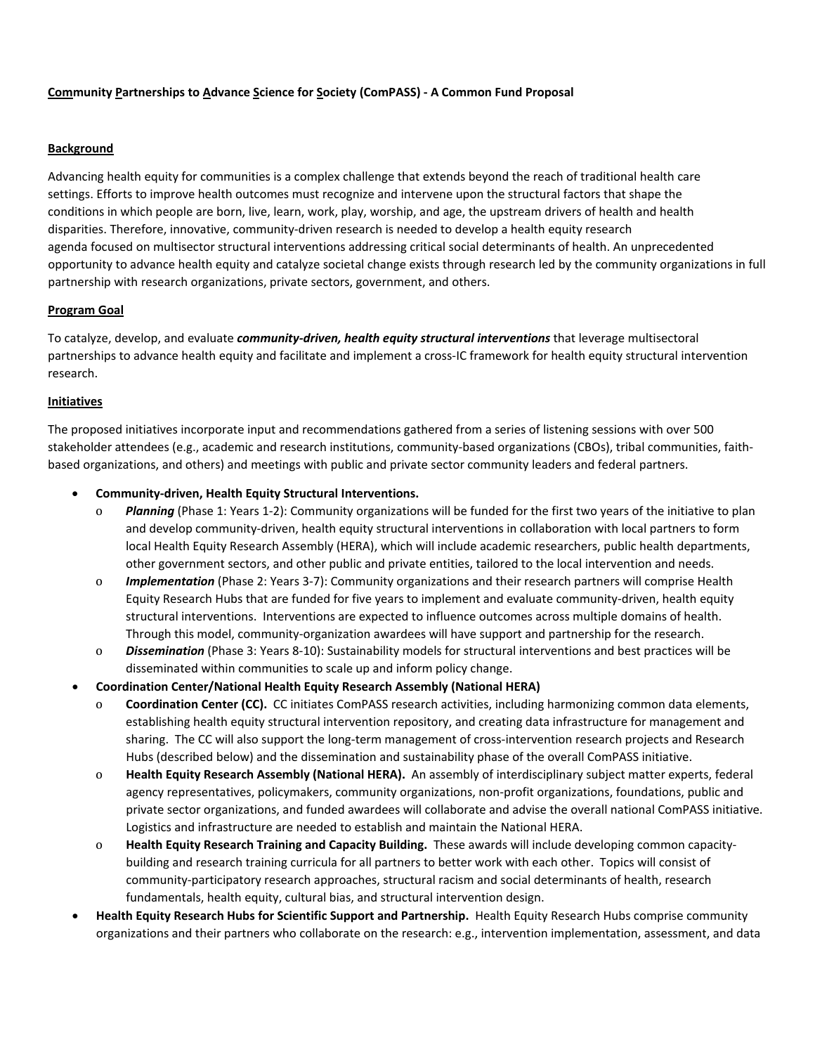**Com**munity **P**artnerships to **A**dvance **S**cience for **S**ociety (ComPASS) - A Common Fund Proposal

## Background

Advancing health equity for communities is a complex challenge that extends beyond the reach of traditional health care settings. Efforts to improve health outcomes must recognize and intervene upon the structural factors that shape the conditions in which people are born, live, learn, work, play, worship, and age, the upstream drivers of health and health disparities. Therefore, innovative, community-driven research is needed to develop a health equity research agenda focused on multisector structural interventions addressing critical social determinants of health. An unprecedented opportunity to advance health equity and catalyze societal change exists through research led by the community organizations in full partnership with research organizations, private sectors, government, and others.

## Program Goal

To catalyze, develop, and evaluate ***community-driven, health equity structural interventions*** that leverage multisectoral partnerships to advance health equity and facilitate and implement a cross-IC framework for health equity structural intervention research.

## Initiatives

The proposed initiatives incorporate input and recommendations gathered from a series of listening sessions with over 500 stakeholder attendees (e.g., academic and research institutions, community-based organizations (CBOs), tribal communities, faith-based organizations, and others) and meetings with public and private sector community leaders and federal partners.

- **Community-driven, Health Equity Structural Interventions.**
  - ***Planning*** (Phase 1: Years 1-2): Community organizations will be funded for the first two years of the initiative to plan and develop community-driven, health equity structural interventions in collaboration with local partners to form local Health Equity Research Assembly (HERA), which will include academic researchers, public health departments, other government sectors, and other public and private entities, tailored to the local intervention and needs.
  - ***Implementation*** (Phase 2: Years 3-7): Community organizations and their research partners will comprise Health Equity Research Hubs that are funded for five years to implement and evaluate community-driven, health equity structural interventions. Interventions are expected to influence outcomes across multiple domains of health. Through this model, community-organization awardees will have support and partnership for the research.
  - ***Dissemination*** (Phase 3: Years 8-10): Sustainability models for structural interventions and best practices will be disseminated within communities to scale up and inform policy change.
- **Coordination Center/National Health Equity Research Assembly (National HERA)**
  - **Coordination Center (CC).** CC initiates ComPASS research activities, including harmonizing common data elements, establishing health equity structural intervention repository, and creating data infrastructure for management and sharing. The CC will also support the long-term management of cross-intervention research projects and Research Hubs (described below) and the dissemination and sustainability phase of the overall ComPASS initiative.
  - **Health Equity Research Assembly (National HERA).** An assembly of interdisciplinary subject matter experts, federal agency representatives, policymakers, community organizations, non-profit organizations, foundations, public and private sector organizations, and funded awardees will collaborate and advise the overall national ComPASS initiative. Logistics and infrastructure are needed to establish and maintain the National HERA.
  - **Health Equity Research Training and Capacity Building.** These awards will include developing common capacity-building and research training curricula for all partners to better work with each other. Topics will consist of community-participatory research approaches, structural racism and social determinants of health, research fundamentals, health equity, cultural bias, and structural intervention design.
- **Health Equity Research Hubs for Scientific Support and Partnership.** Health Equity Research Hubs comprise community organizations and their partners who collaborate on the research: e.g., intervention implementation, assessment, and data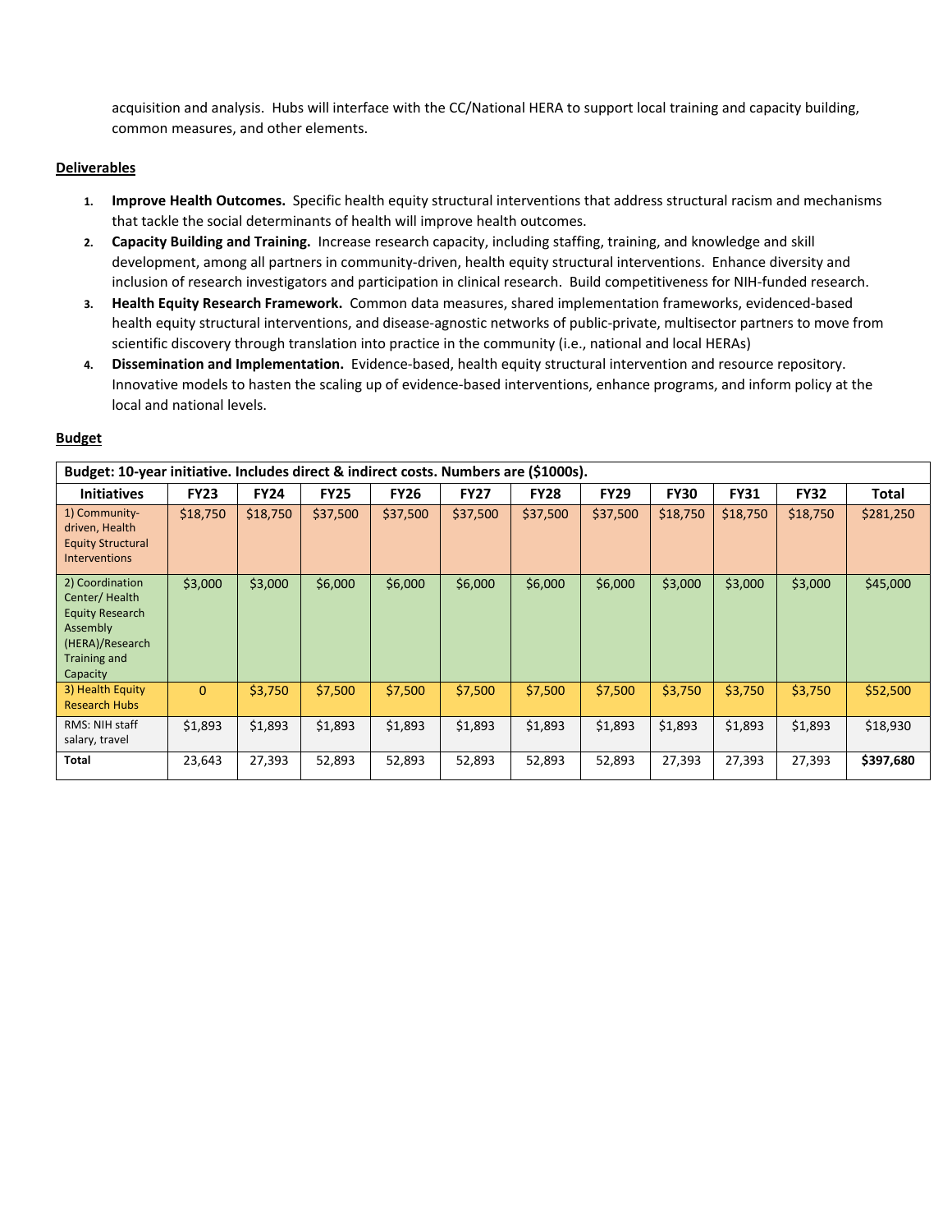acquisition and analysis. Hubs will interface with the CC/National HERA to support local training and capacity building, common measures, and other elements.

**Deliverables**

1. **Improve Health Outcomes.** Specific health equity structural interventions that address structural racism and mechanisms that tackle the social determinants of health will improve health outcomes.
2. **Capacity Building and Training.** Increase research capacity, including staffing, training, and knowledge and skill development, among all partners in community-driven, health equity structural interventions. Enhance diversity and inclusion of research investigators and participation in clinical research. Build competitiveness for NIH-funded research.
3. **Health Equity Research Framework.** Common data measures, shared implementation frameworks, evidenced-based health equity structural interventions, and disease-agnostic networks of public-private, multisector partners to move from scientific discovery through translation into practice in the community (i.e., national and local HERAs)
4. **Dissemination and Implementation.** Evidence-based, health equity structural intervention and resource repository. Innovative models to hasten the scaling up of evidence-based interventions, enhance programs, and inform policy at the local and national levels.

**Budget**

| Budget: 10-year initiative. Includes direct & indirect costs. Numbers are ($1000s). | | | | | | | | | | | |
|---|---|---|---|---|---|---|---|---|---|---|---|
| **Initiatives** | **FY23** | **FY24** | **FY25** | **FY26** | **FY27** | **FY28** | **FY29** | **FY30** | **FY31** | **FY32** | **Total** |
| 1) Community-driven, Health Equity Structural Interventions | $18,750 | $18,750 | $37,500 | $37,500 | $37,500 | $37,500 | $37,500 | $18,750 | $18,750 | $18,750 | $281,250 |
| 2) Coordination Center/ Health Equity Research Assembly (HERA)/Research Training and Capacity | $3,000 | $3,000 | $6,000 | $6,000 | $6,000 | $6,000 | $6,000 | $3,000 | $3,000 | $3,000 | $45,000 |
| 3) Health Equity Research Hubs | 0 | $3,750 | $7,500 | $7,500 | $7,500 | $7,500 | $7,500 | $3,750 | $3,750 | $3,750 | $52,500 |
| RMS: NIH staff salary, travel | $1,893 | $1,893 | $1,893 | $1,893 | $1,893 | $1,893 | $1,893 | $1,893 | $1,893 | $1,893 | $18,930 |
| **Total** | 23,643 | 27,393 | 52,893 | 52,893 | 52,893 | 52,893 | 52,893 | 27,393 | 27,393 | 27,393 | **$397,680** |